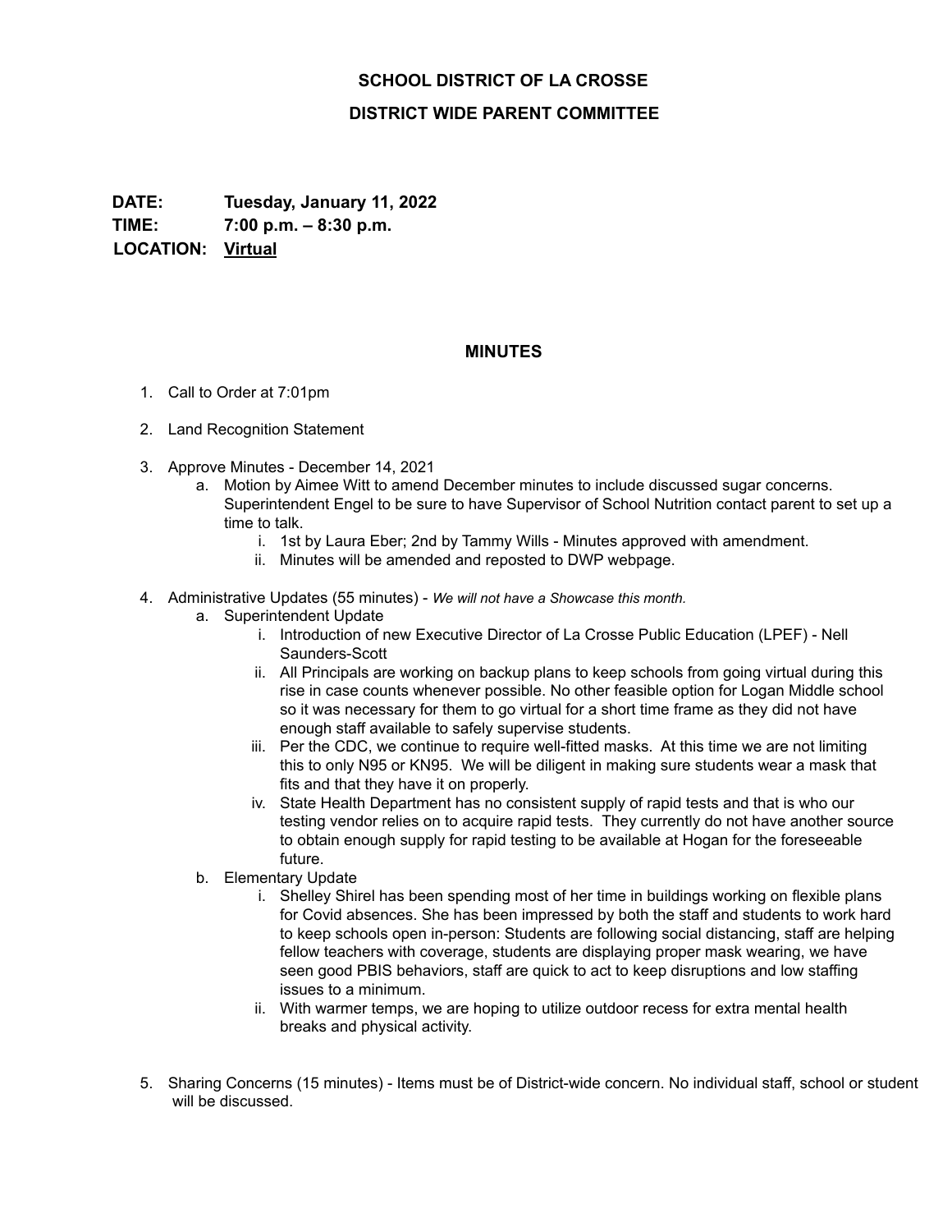# SCHOOL DISTRICT OF LA CROSSE

## DISTRICT WIDE PARENT COMMITTEE

**DATE:** **Tuesday, January 11, 2022**
**TIME:** **7:00 p.m. – 8:30 p.m.**
**LOCATION:** **Virtual**

## MINUTES

1. Call to Order at 7:01pm
2. Land Recognition Statement
3. Approve Minutes - December 14, 2021
   a. Motion by Aimee Witt to amend December minutes to include discussed sugar concerns. Superintendent Engel to be sure to have Supervisor of School Nutrition contact parent to set up a time to talk.
      i. 1st by Laura Eber; 2nd by Tammy Wills - Minutes approved with amendment.
      ii. Minutes will be amended and reposted to DWP webpage.
4. Administrative Updates (55 minutes) - *We will not have a Showcase this month.*
   a. Superintendent Update
      i. Introduction of new Executive Director of La Crosse Public Education (LPEF) - Nell Saunders-Scott
      ii. All Principals are working on backup plans to keep schools from going virtual during this rise in case counts whenever possible. No other feasible option for Logan Middle school so it was necessary for them to go virtual for a short time frame as they did not have enough staff available to safely supervise students.
      iii. Per the CDC, we continue to require well-fitted masks. At this time we are not limiting this to only N95 or KN95. We will be diligent in making sure students wear a mask that fits and that they have it on properly.
      iv. State Health Department has no consistent supply of rapid tests and that is who our testing vendor relies on to acquire rapid tests. They currently do not have another source to obtain enough supply for rapid testing to be available at Hogan for the foreseeable future.
   b. Elementary Update
      i. Shelley Shirel has been spending most of her time in buildings working on flexible plans for Covid absences. She has been impressed by both the staff and students to work hard to keep schools open in-person: Students are following social distancing, staff are helping fellow teachers with coverage, students are displaying proper mask wearing, we have seen good PBIS behaviors, staff are quick to act to keep disruptions and low staffing issues to a minimum.
      ii. With warmer temps, we are hoping to utilize outdoor recess for extra mental health breaks and physical activity.
5. Sharing Concerns (15 minutes) - Items must be of District-wide concern. No individual staff, school or student will be discussed.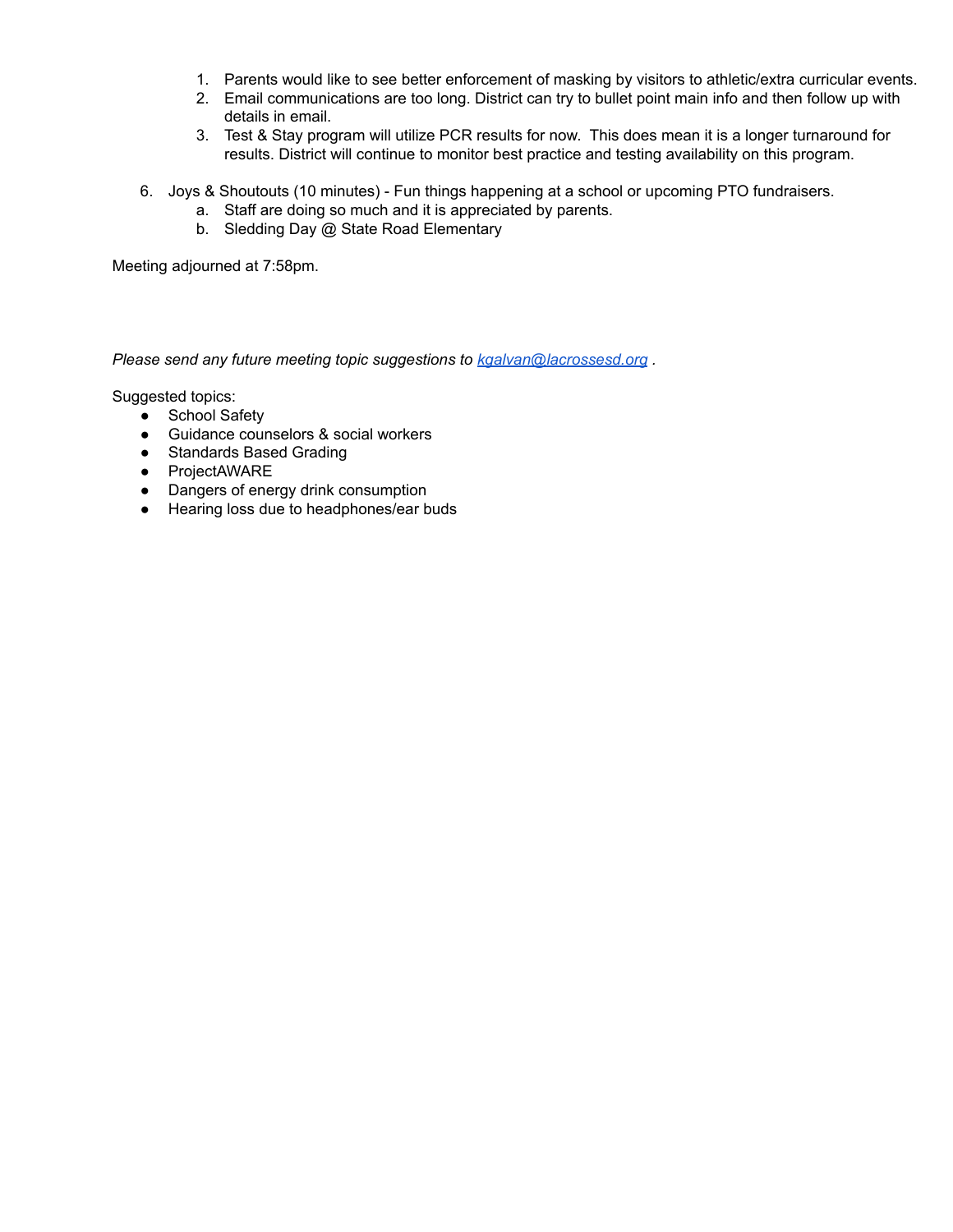1. Parents would like to see better enforcement of masking by visitors to athletic/extra curricular events.
   2. Email communications are too long. District can try to bullet point main info and then follow up with details in email.
   3. Test & Stay program will utilize PCR results for now. This does mean it is a longer turnaround for results. District will continue to monitor best practice and testing availability on this program.

6. Joys & Shoutouts (10 minutes) - Fun things happening at a school or upcoming PTO fundraisers.
   a. Staff are doing so much and it is appreciated by parents.
   b. Sledding Day @ State Road Elementary

Meeting adjourned at 7:58pm.

*Please send any future meeting topic suggestions to [kgalvan@lacrossesd.org](mailto:kgalvan@lacrossesd.org) .*

Suggested topics:

- School Safety
- Guidance counselors & social workers
- Standards Based Grading
- ProjectAWARE
- Dangers of energy drink consumption
- Hearing loss due to headphones/ear buds